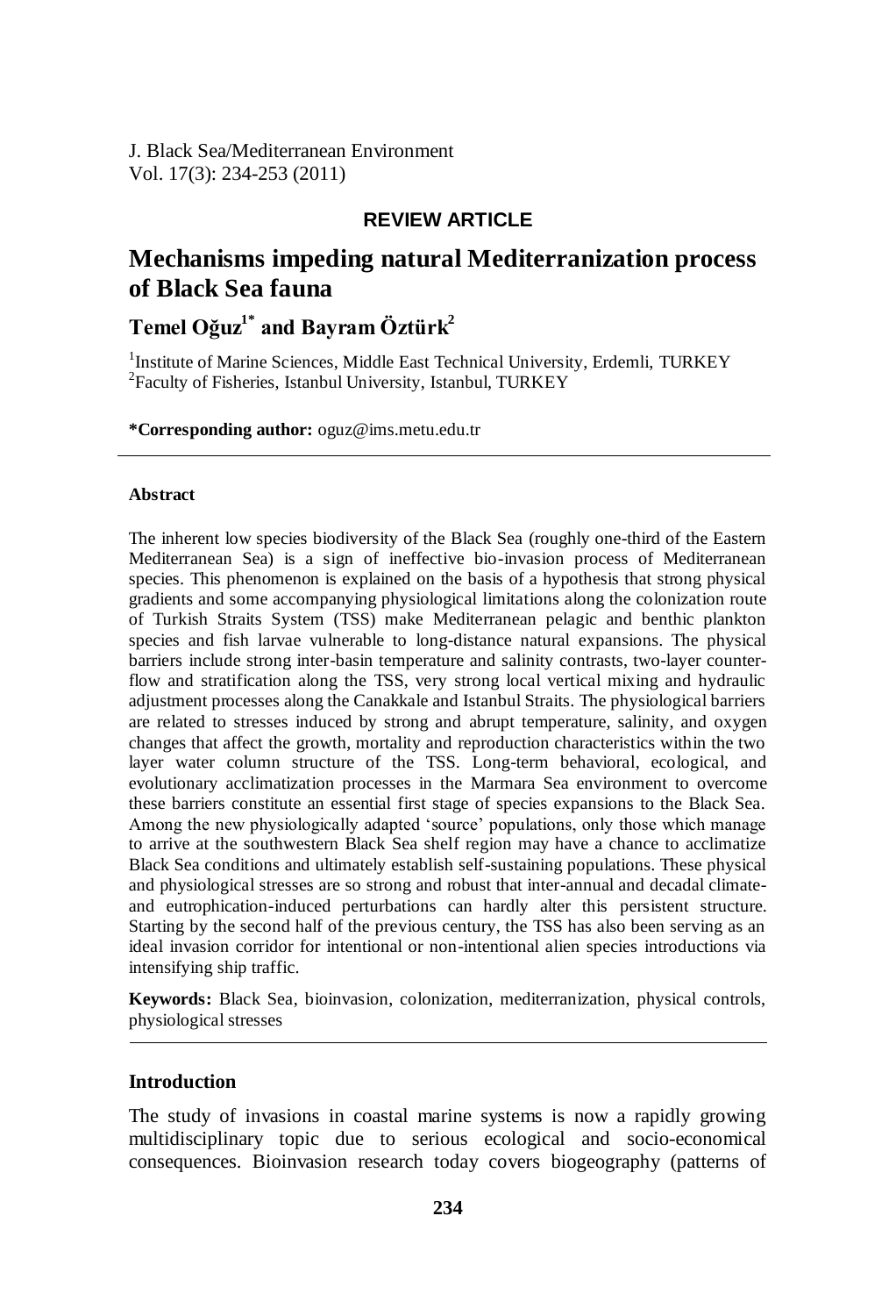J. Black Sea/Mediterranean Environment
Vol. 17(3): 234-253 (2011)

**REVIEW ARTICLE**

# Mechanisms impeding natural Mediterranization process of Black Sea fauna

**Temel Oğuz[1*] and Bayram Öztürk[2]**

[1]Institute of Marine Sciences, Middle East Technical University, Erdemli, TURKEY
[2]Faculty of Fisheries, Istanbul University, Istanbul, TURKEY

**\*Corresponding author:** oguz@ims.metu.edu.tr

---

**Abstract**

The inherent low species biodiversity of the Black Sea (roughly one-third of the Eastern Mediterranean Sea) is a sign of ineffective bio-invasion process of Mediterranean species. This phenomenon is explained on the basis of a hypothesis that strong physical gradients and some accompanying physiological limitations along the colonization route of Turkish Straits System (TSS) make Mediterranean pelagic and benthic plankton species and fish larvae vulnerable to long-distance natural expansions. The physical barriers include strong inter-basin temperature and salinity contrasts, two-layer counter-flow and stratification along the TSS, very strong local vertical mixing and hydraulic adjustment processes along the Canakkale and Istanbul Straits. The physiological barriers are related to stresses induced by strong and abrupt temperature, salinity, and oxygen changes that affect the growth, mortality and reproduction characteristics within the two layer water column structure of the TSS. Long-term behavioral, ecological, and evolutionary acclimatization processes in the Marmara Sea environment to overcome these barriers constitute an essential first stage of species expansions to the Black Sea. Among the new physiologically adapted 'source' populations, only those which manage to arrive at the southwestern Black Sea shelf region may have a chance to acclimatize Black Sea conditions and ultimately establish self-sustaining populations. These physical and physiological stresses are so strong and robust that inter-annual and decadal climate- and eutrophication-induced perturbations can hardly alter this persistent structure. Starting by the second half of the previous century, the TSS has also been serving as an ideal invasion corridor for intentional or non-intentional alien species introductions via intensifying ship traffic.

**Keywords:** Black Sea, bioinvasion, colonization, mediterranization, physical controls, physiological stresses

---

## Introduction

The study of invasions in coastal marine systems is now a rapidly growing multidisciplinary topic due to serious ecological and socio-economical consequences. Bioinvasion research today covers biogeography (patterns of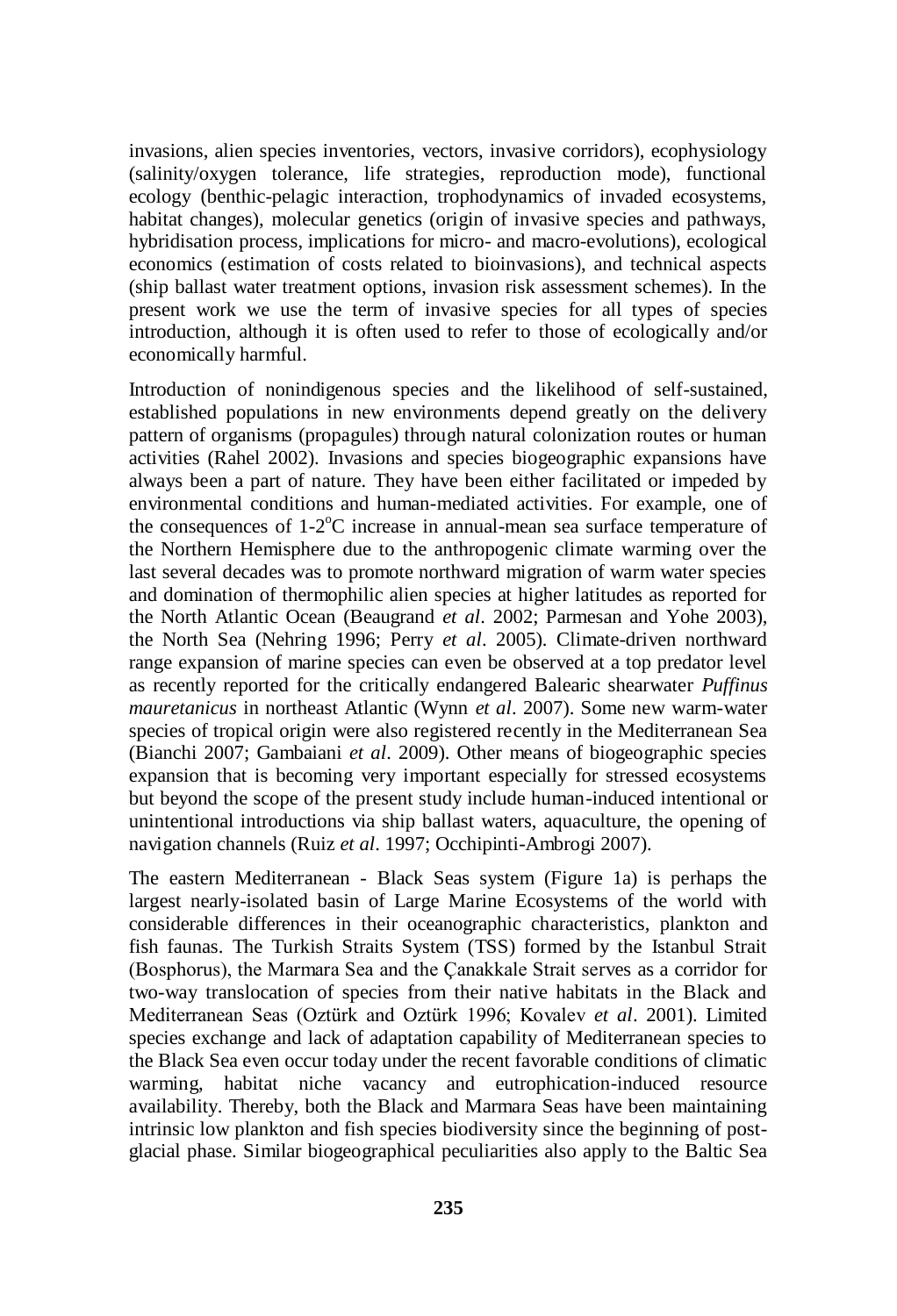invasions, alien species inventories, vectors, invasive corridors), ecophysiology (salinity/oxygen tolerance, life strategies, reproduction mode), functional ecology (benthic-pelagic interaction, trophodynamics of invaded ecosystems, habitat changes), molecular genetics (origin of invasive species and pathways, hybridisation process, implications for micro- and macro-evolutions), ecological economics (estimation of costs related to bioinvasions), and technical aspects (ship ballast water treatment options, invasion risk assessment schemes). In the present work we use the term of invasive species for all types of species introduction, although it is often used to refer to those of ecologically and/or economically harmful.

Introduction of nonindigenous species and the likelihood of self-sustained, established populations in new environments depend greatly on the delivery pattern of organisms (propagules) through natural colonization routes or human activities (Rahel 2002). Invasions and species biogeographic expansions have always been a part of nature. They have been either facilitated or impeded by environmental conditions and human-mediated activities. For example, one of the consequences of 1-2$^{o}$C increase in annual-mean sea surface temperature of the Northern Hemisphere due to the anthropogenic climate warming over the last several decades was to promote northward migration of warm water species and domination of thermophilic alien species at higher latitudes as reported for the North Atlantic Ocean (Beaugrand *et al*. 2002; Parmesan and Yohe 2003), the North Sea (Nehring 1996; Perry *et al*. 2005). Climate-driven northward range expansion of marine species can even be observed at a top predator level as recently reported for the critically endangered Balearic shearwater *Puffinus mauretanicus* in northeast Atlantic (Wynn *et al*. 2007). Some new warm-water species of tropical origin were also registered recently in the Mediterranean Sea (Bianchi 2007; Gambaiani *et al*. 2009). Other means of biogeographic species expansion that is becoming very important especially for stressed ecosystems but beyond the scope of the present study include human-induced intentional or unintentional introductions via ship ballast waters, aquaculture, the opening of navigation channels (Ruiz *et al*. 1997; Occhipinti-Ambrogi 2007).

The eastern Mediterranean - Black Seas system (Figure 1a) is perhaps the largest nearly-isolated basin of Large Marine Ecosystems of the world with considerable differences in their oceanographic characteristics, plankton and fish faunas. The Turkish Straits System (TSS) formed by the Istanbul Strait (Bosphorus), the Marmara Sea and the Çanakkale Strait serves as a corridor for two-way translocation of species from their native habitats in the Black and Mediterranean Seas (Oztürk and Oztürk 1996; Kovalev *et al*. 2001). Limited species exchange and lack of adaptation capability of Mediterranean species to the Black Sea even occur today under the recent favorable conditions of climatic warming, habitat niche vacancy and eutrophication-induced resource availability. Thereby, both the Black and Marmara Seas have been maintaining intrinsic low plankton and fish species biodiversity since the beginning of post-glacial phase. Similar biogeographical peculiarities also apply to the Baltic Sea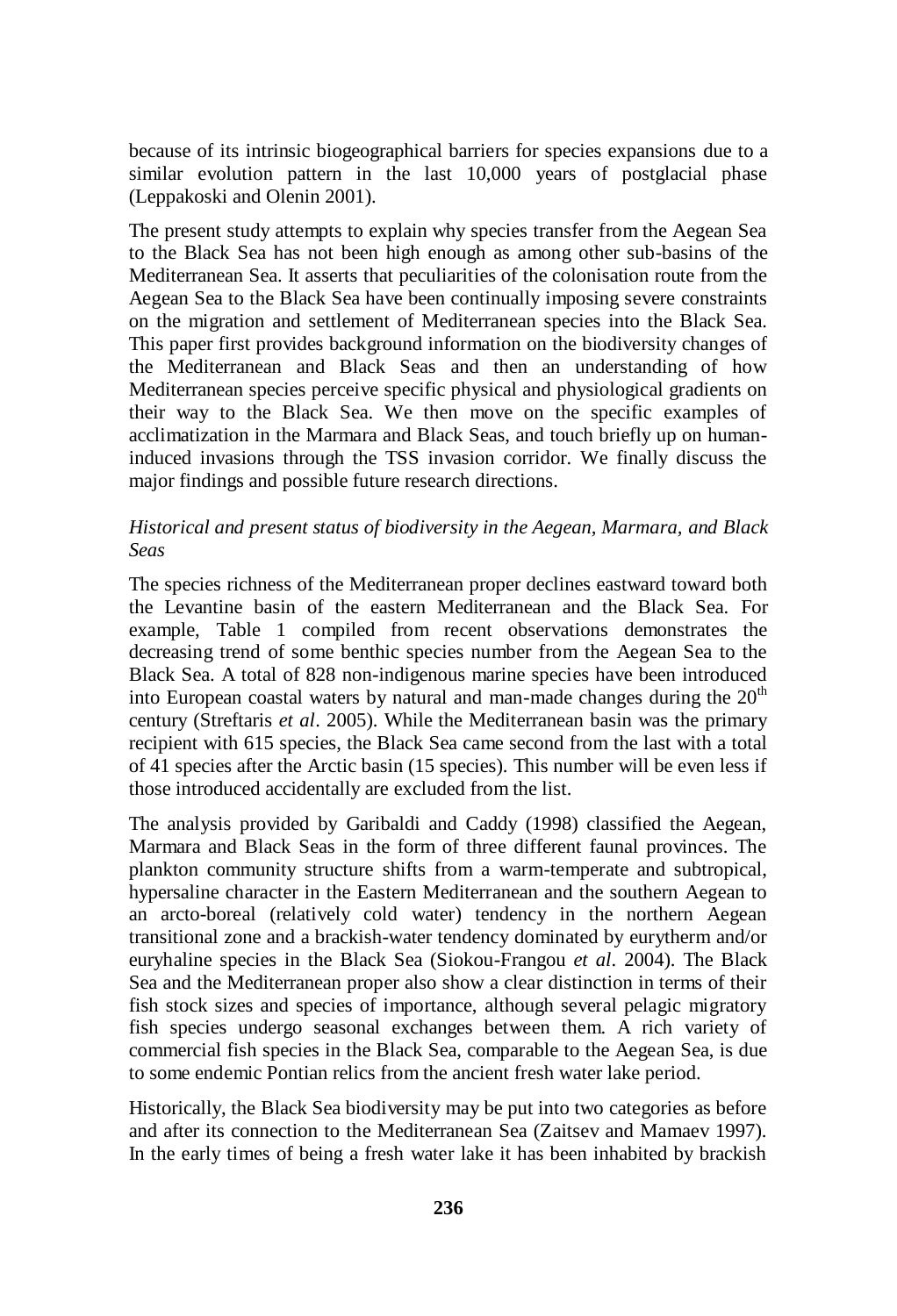because of its intrinsic biogeographical barriers for species expansions due to a similar evolution pattern in the last 10,000 years of postglacial phase (Leppakoski and Olenin 2001).

The present study attempts to explain why species transfer from the Aegean Sea to the Black Sea has not been high enough as among other sub-basins of the Mediterranean Sea. It asserts that peculiarities of the colonisation route from the Aegean Sea to the Black Sea have been continually imposing severe constraints on the migration and settlement of Mediterranean species into the Black Sea. This paper first provides background information on the biodiversity changes of the Mediterranean and Black Seas and then an understanding of how Mediterranean species perceive specific physical and physiological gradients on their way to the Black Sea. We then move on the specific examples of acclimatization in the Marmara and Black Seas, and touch briefly up on human-induced invasions through the TSS invasion corridor. We finally discuss the major findings and possible future research directions.

### *Historical and present status of biodiversity in the Aegean, Marmara, and Black Seas*

The species richness of the Mediterranean proper declines eastward toward both the Levantine basin of the eastern Mediterranean and the Black Sea. For example, Table 1 compiled from recent observations demonstrates the decreasing trend of some benthic species number from the Aegean Sea to the Black Sea. A total of 828 non-indigenous marine species have been introduced into European coastal waters by natural and man-made changes during the 20$^{th}$ century (Streftaris *et al*. 2005). While the Mediterranean basin was the primary recipient with 615 species, the Black Sea came second from the last with a total of 41 species after the Arctic basin (15 species). This number will be even less if those introduced accidentally are excluded from the list.

The analysis provided by Garibaldi and Caddy (1998) classified the Aegean, Marmara and Black Seas in the form of three different faunal provinces. The plankton community structure shifts from a warm-temperate and subtropical, hypersaline character in the Eastern Mediterranean and the southern Aegean to an arcto-boreal (relatively cold water) tendency in the northern Aegean transitional zone and a brackish-water tendency dominated by eurytherm and/or euryhaline species in the Black Sea (Siokou-Frangou *et al*. 2004). The Black Sea and the Mediterranean proper also show a clear distinction in terms of their fish stock sizes and species of importance, although several pelagic migratory fish species undergo seasonal exchanges between them. A rich variety of commercial fish species in the Black Sea, comparable to the Aegean Sea, is due to some endemic Pontian relics from the ancient fresh water lake period.

Historically, the Black Sea biodiversity may be put into two categories as before and after its connection to the Mediterranean Sea (Zaitsev and Mamaev 1997). In the early times of being a fresh water lake it has been inhabited by brackish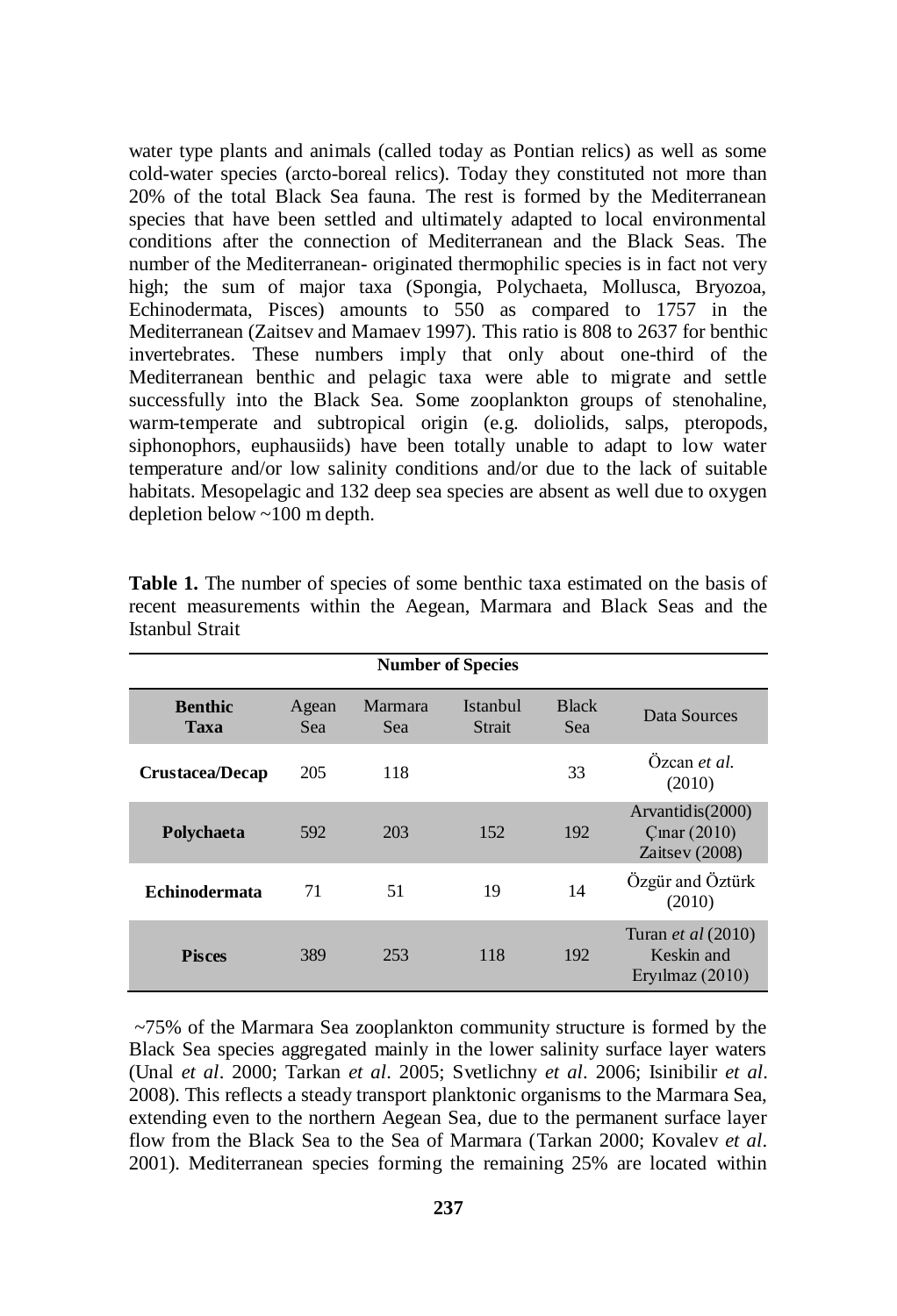water type plants and animals (called today as Pontian relics) as well as some cold-water species (arcto-boreal relics). Today they constituted not more than 20% of the total Black Sea fauna. The rest is formed by the Mediterranean species that have been settled and ultimately adapted to local environmental conditions after the connection of Mediterranean and the Black Seas. The number of the Mediterranean- originated thermophilic species is in fact not very high; the sum of major taxa (Spongia, Polychaeta, Mollusca, Bryozoa, Echinodermata, Pisces) amounts to 550 as compared to 1757 in the Mediterranean (Zaitsev and Mamaev 1997). This ratio is 808 to 2637 for benthic invertebrates. These numbers imply that only about one-third of the Mediterranean benthic and pelagic taxa were able to migrate and settle successfully into the Black Sea. Some zooplankton groups of stenohaline, warm-temperate and subtropical origin (e.g. doliolids, salps, pteropods, siphonophors, euphausiids) have been totally unable to adapt to low water temperature and/or low salinity conditions and/or due to the lack of suitable habitats. Mesopelagic and 132 deep sea species are absent as well due to oxygen depletion below ~100 m depth.

**Table 1.** The number of species of some benthic taxa estimated on the basis of recent measurements within the Aegean, Marmara and Black Seas and the Istanbul Strait

| | Number of Species | | | | |
|---|---|---|---|---|---|
| **Benthic Taxa** | Agean Sea | Marmara Sea | Istanbul Strait | Black Sea | Data Sources |
| **Crustacea/Decap** | 205 | 118 | | 33 | Özcan *et al.* (2010) |
| **Polychaeta** | 592 | 203 | 152 | 192 | Arvantidis(2000) Çınar (2010) Zaitsev (2008) |
| **Echinodermata** | 71 | 51 | 19 | 14 | Özgür and Öztürk (2010) |
| **Pisces** | 389 | 253 | 118 | 192 | Turan *et al* (2010) Keskin and Eryılmaz (2010) |

~75% of the Marmara Sea zooplankton community structure is formed by the Black Sea species aggregated mainly in the lower salinity surface layer waters (Unal *et al*. 2000; Tarkan *et al*. 2005; Svetlichny *et al*. 2006; Isinibilir *et al*. 2008). This reflects a steady transport planktonic organisms to the Marmara Sea, extending even to the northern Aegean Sea, due to the permanent surface layer flow from the Black Sea to the Sea of Marmara (Tarkan 2000; Kovalev *et al*. 2001). Mediterranean species forming the remaining 25% are located within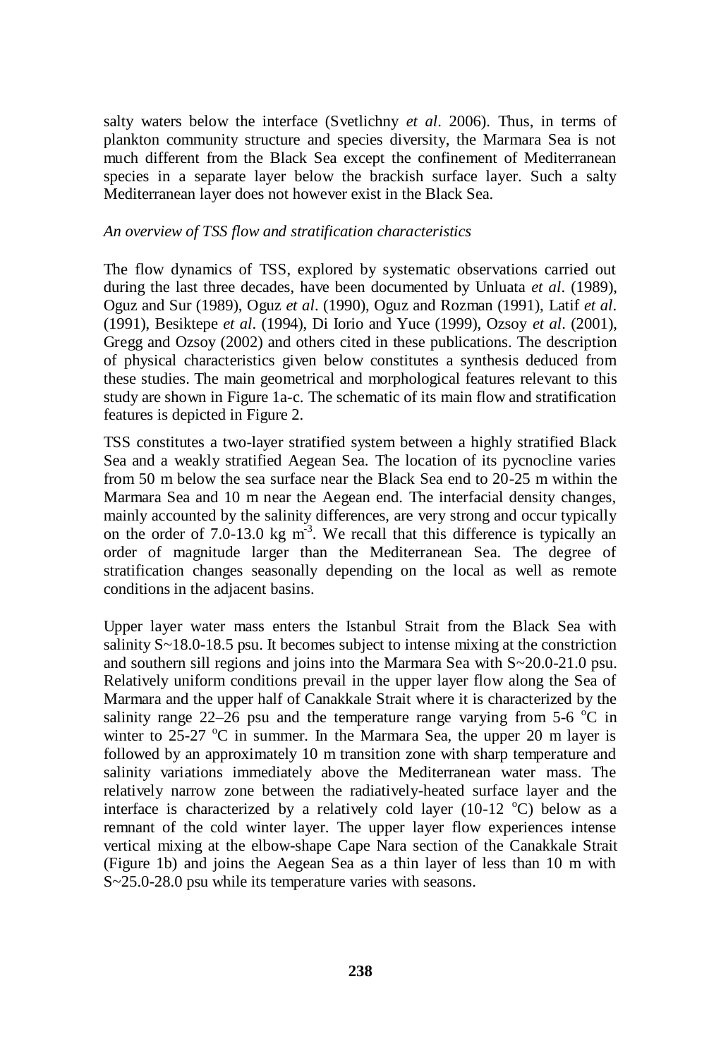salty waters below the interface (Svetlichny *et al*. 2006). Thus, in terms of plankton community structure and species diversity, the Marmara Sea is not much different from the Black Sea except the confinement of Mediterranean species in a separate layer below the brackish surface layer. Such a salty Mediterranean layer does not however exist in the Black Sea.

### *An overview of TSS flow and stratification characteristics*

The flow dynamics of TSS, explored by systematic observations carried out during the last three decades, have been documented by Unluata *et al*. (1989), Oguz and Sur (1989), Oguz *et al*. (1990), Oguz and Rozman (1991), Latif *et al*. (1991), Besiktepe *et al*. (1994), Di Iorio and Yuce (1999), Ozsoy *et al*. (2001), Gregg and Ozsoy (2002) and others cited in these publications. The description of physical characteristics given below constitutes a synthesis deduced from these studies. The main geometrical and morphological features relevant to this study are shown in Figure 1a-c. The schematic of its main flow and stratification features is depicted in Figure 2.

TSS constitutes a two-layer stratified system between a highly stratified Black Sea and a weakly stratified Aegean Sea. The location of its pycnocline varies from 50 m below the sea surface near the Black Sea end to 20-25 m within the Marmara Sea and 10 m near the Aegean end. The interfacial density changes, mainly accounted by the salinity differences, are very strong and occur typically on the order of 7.0-13.0 kg $m^{-3}$. We recall that this difference is typically an order of magnitude larger than the Mediterranean Sea. The degree of stratification changes seasonally depending on the local as well as remote conditions in the adjacent basins.

Upper layer water mass enters the Istanbul Strait from the Black Sea with salinity S~18.0-18.5 psu. It becomes subject to intense mixing at the constriction and southern sill regions and joins into the Marmara Sea with S~20.0-21.0 psu. Relatively uniform conditions prevail in the upper layer flow along the Sea of Marmara and the upper half of Canakkale Strait where it is characterized by the salinity range 22–26 psu and the temperature range varying from 5-6 $^{o}$C in winter to 25-27 $^{o}$C in summer. In the Marmara Sea, the upper 20 m layer is followed by an approximately 10 m transition zone with sharp temperature and salinity variations immediately above the Mediterranean water mass. The relatively narrow zone between the radiatively-heated surface layer and the interface is characterized by a relatively cold layer (10-12 $^{o}$C) below as a remnant of the cold winter layer. The upper layer flow experiences intense vertical mixing at the elbow-shape Cape Nara section of the Canakkale Strait (Figure 1b) and joins the Aegean Sea as a thin layer of less than 10 m with S~25.0-28.0 psu while its temperature varies with seasons.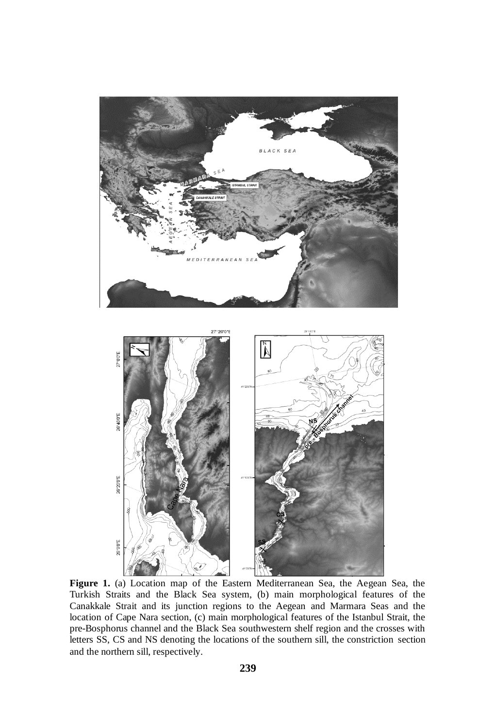**Figure 1.** (a) Location map of the Eastern Mediterranean Sea, the Aegean Sea, the Turkish Straits and the Black Sea system, (b) main morphological features of the Canakkale Strait and its junction regions to the Aegean and Marmara Seas and the location of Cape Nara section, (c) main morphological features of the Istanbul Strait, the pre-Bosphorus channel and the Black Sea southwestern shelf region and the crosses with letters SS, CS and NS denoting the locations of the southern sill, the constriction section and the northern sill, respectively.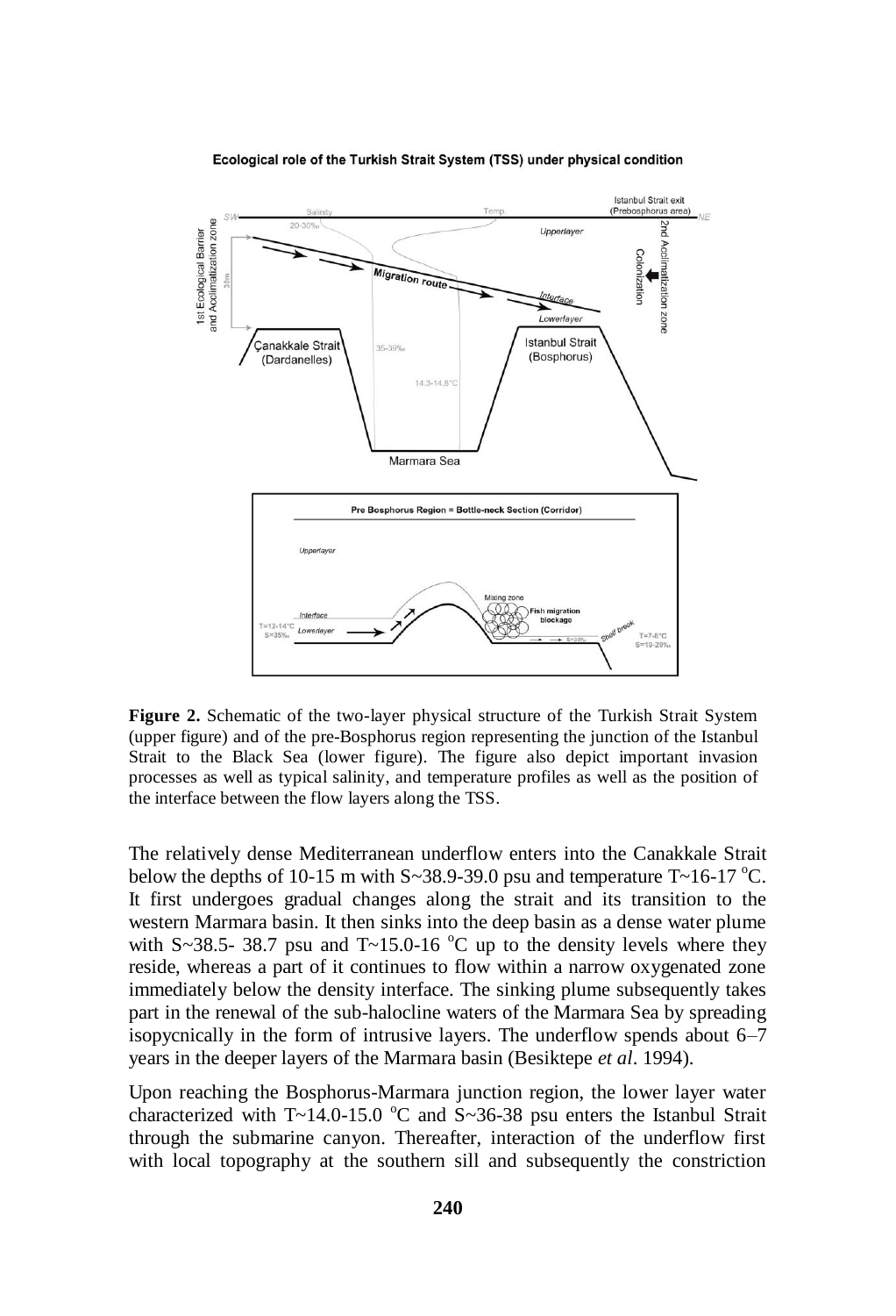Ecological role of the Turkish Strait System (TSS) under physical condition

**Figure 2.** Schematic of the two-layer physical structure of the Turkish Strait System (upper figure) and of the pre-Bosphorus region representing the junction of the Istanbul Strait to the Black Sea (lower figure). The figure also depict important invasion processes as well as typical salinity, and temperature profiles as well as the position of the interface between the flow layers along the TSS.

The relatively dense Mediterranean underflow enters into the Canakkale Strait below the depths of 10-15 m with S~38.9-39.0 psu and temperature T~16-17 °C. It first undergoes gradual changes along the strait and its transition to the western Marmara basin. It then sinks into the deep basin as a dense water plume with S~38.5- 38.7 psu and T~15.0-16 °C up to the density levels where they reside, whereas a part of it continues to flow within a narrow oxygenated zone immediately below the density interface. The sinking plume subsequently takes part in the renewal of the sub-halocline waters of the Marmara Sea by spreading isopycnically in the form of intrusive layers. The underflow spends about 6–7 years in the deeper layers of the Marmara basin (Besiktepe *et al*. 1994).

Upon reaching the Bosphorus-Marmara junction region, the lower layer water characterized with T~14.0-15.0 °C and S~36-38 psu enters the Istanbul Strait through the submarine canyon. Thereafter, interaction of the underflow first with local topography at the southern sill and subsequently the constriction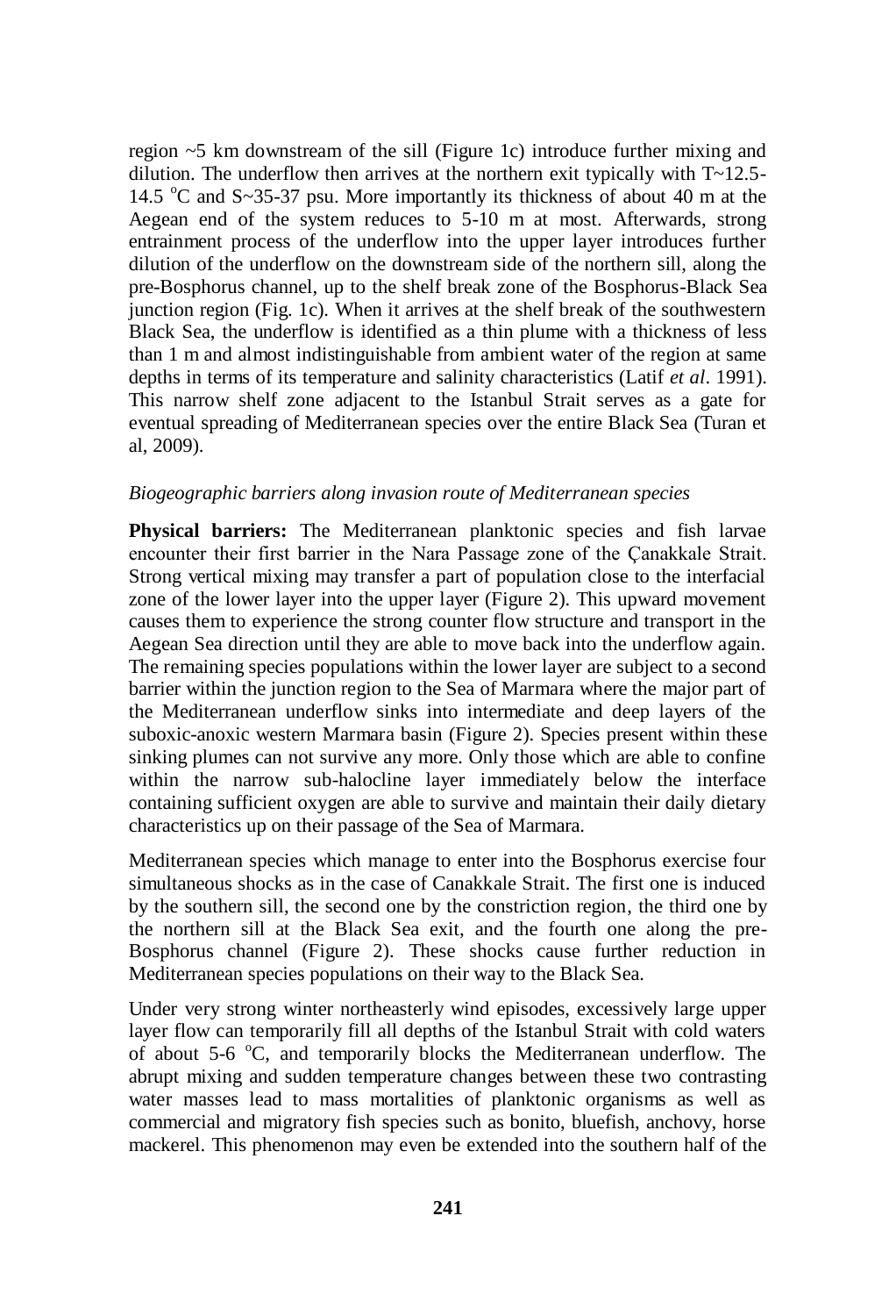region ~5 km downstream of the sill (Figure 1c) introduce further mixing and dilution. The underflow then arrives at the northern exit typically with T~12.5-14.5 $^{o}$C and S~35-37 psu. More importantly its thickness of about 40 m at the Aegean end of the system reduces to 5-10 m at most. Afterwards, strong entrainment process of the underflow into the upper layer introduces further dilution of the underflow on the downstream side of the northern sill, along the pre-Bosphorus channel, up to the shelf break zone of the Bosphorus-Black Sea junction region (Fig. 1c). When it arrives at the shelf break of the southwestern Black Sea, the underflow is identified as a thin plume with a thickness of less than 1 m and almost indistinguishable from ambient water of the region at same depths in terms of its temperature and salinity characteristics (Latif *et al*. 1991). This narrow shelf zone adjacent to the Istanbul Strait serves as a gate for eventual spreading of Mediterranean species over the entire Black Sea (Turan et al, 2009).

*Biogeographic barriers along invasion route of Mediterranean species*

**Physical barriers:** The Mediterranean planktonic species and fish larvae encounter their first barrier in the Nara Passage zone of the Çanakkale Strait. Strong vertical mixing may transfer a part of population close to the interfacial zone of the lower layer into the upper layer (Figure 2). This upward movement causes them to experience the strong counter flow structure and transport in the Aegean Sea direction until they are able to move back into the underflow again. The remaining species populations within the lower layer are subject to a second barrier within the junction region to the Sea of Marmara where the major part of the Mediterranean underflow sinks into intermediate and deep layers of the suboxic-anoxic western Marmara basin (Figure 2). Species present within these sinking plumes can not survive any more. Only those which are able to confine within the narrow sub-halocline layer immediately below the interface containing sufficient oxygen are able to survive and maintain their daily dietary characteristics up on their passage of the Sea of Marmara.

Mediterranean species which manage to enter into the Bosphorus exercise four simultaneous shocks as in the case of Canakkale Strait. The first one is induced by the southern sill, the second one by the constriction region, the third one by the northern sill at the Black Sea exit, and the fourth one along the pre-Bosphorus channel (Figure 2). These shocks cause further reduction in Mediterranean species populations on their way to the Black Sea.

Under very strong winter northeasterly wind episodes, excessively large upper layer flow can temporarily fill all depths of the Istanbul Strait with cold waters of about 5-6 $^{o}$C, and temporarily blocks the Mediterranean underflow. The abrupt mixing and sudden temperature changes between these two contrasting water masses lead to mass mortalities of planktonic organisms as well as commercial and migratory fish species such as bonito, bluefish, anchovy, horse mackerel. This phenomenon may even be extended into the southern half of the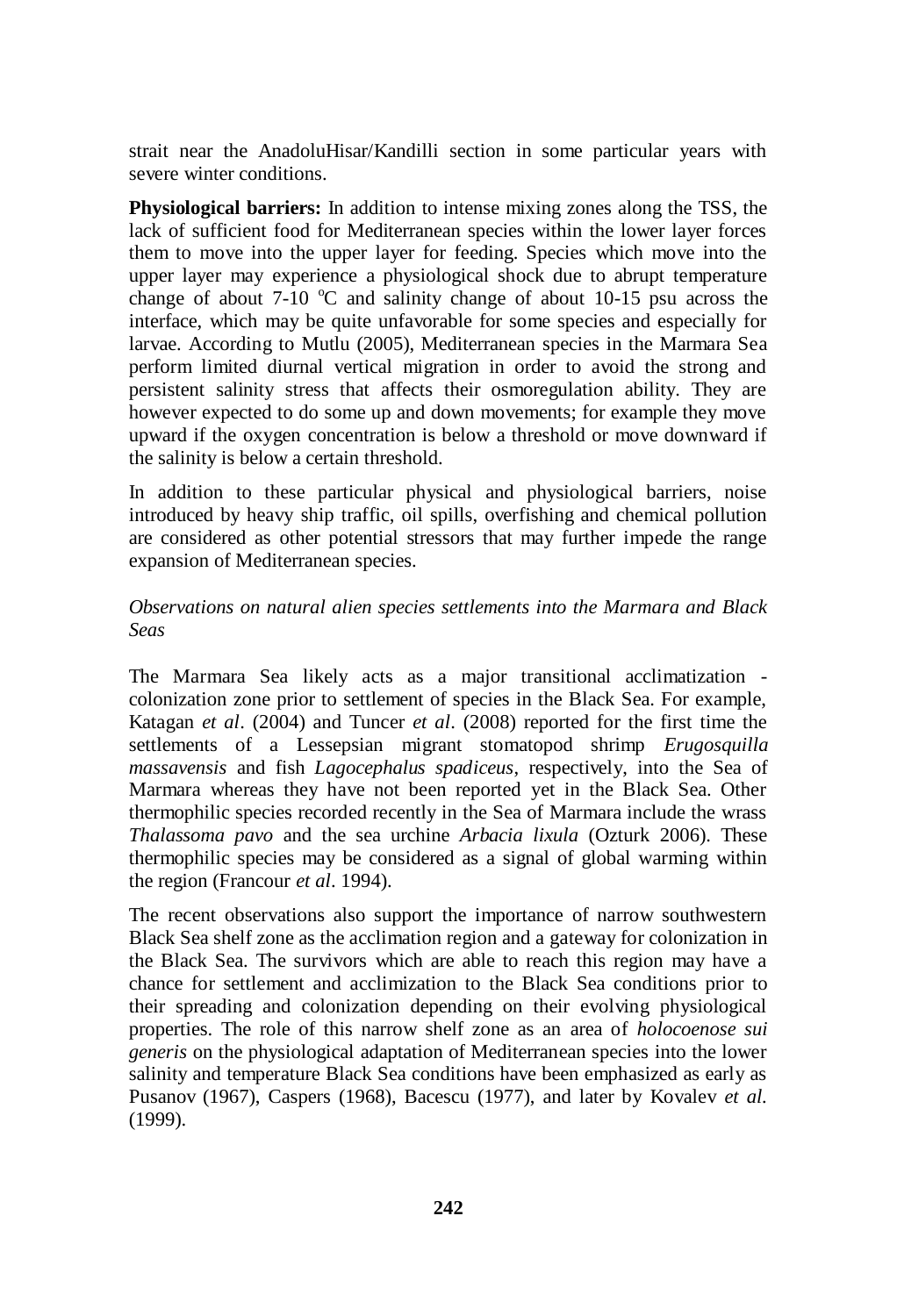strait near the AnadoluHisar/Kandilli section in some particular years with severe winter conditions.

**Physiological barriers:** In addition to intense mixing zones along the TSS, the lack of sufficient food for Mediterranean species within the lower layer forces them to move into the upper layer for feeding. Species which move into the upper layer may experience a physiological shock due to abrupt temperature change of about 7-10 $^{o}$C and salinity change of about 10-15 psu across the interface, which may be quite unfavorable for some species and especially for larvae. According to Mutlu (2005), Mediterranean species in the Marmara Sea perform limited diurnal vertical migration in order to avoid the strong and persistent salinity stress that affects their osmoregulation ability. They are however expected to do some up and down movements; for example they move upward if the oxygen concentration is below a threshold or move downward if the salinity is below a certain threshold.

In addition to these particular physical and physiological barriers, noise introduced by heavy ship traffic, oil spills, overfishing and chemical pollution are considered as other potential stressors that may further impede the range expansion of Mediterranean species.

*Observations on natural alien species settlements into the Marmara and Black Seas*

The Marmara Sea likely acts as a major transitional acclimatization - colonization zone prior to settlement of species in the Black Sea. For example, Katagan *et al*. (2004) and Tuncer *et al*. (2008) reported for the first time the settlements of a Lessepsian migrant stomatopod shrimp *Erugosquilla massavensis* and fish *Lagocephalus spadiceus*, respectively, into the Sea of Marmara whereas they have not been reported yet in the Black Sea. Other thermophilic species recorded recently in the Sea of Marmara include the wrass *Thalassoma pavo* and the sea urchine *Arbacia lixula* (Ozturk 2006). These thermophilic species may be considered as a signal of global warming within the region (Francour *et al*. 1994).

The recent observations also support the importance of narrow southwestern Black Sea shelf zone as the acclimation region and a gateway for colonization in the Black Sea. The survivors which are able to reach this region may have a chance for settlement and acclimization to the Black Sea conditions prior to their spreading and colonization depending on their evolving physiological properties. The role of this narrow shelf zone as an area of *holocoenose sui generis* on the physiological adaptation of Mediterranean species into the lower salinity and temperature Black Sea conditions have been emphasized as early as Pusanov (1967), Caspers (1968), Bacescu (1977), and later by Kovalev *et al.* (1999).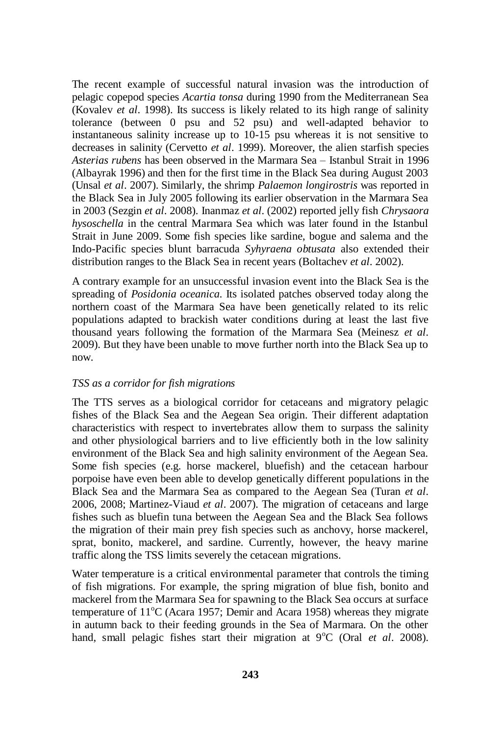The recent example of successful natural invasion was the introduction of pelagic copepod species *Acartia tonsa* during 1990 from the Mediterranean Sea (Kovalev *et al*. 1998). Its success is likely related to its high range of salinity tolerance (between 0 psu and 52 psu) and well-adapted behavior to instantaneous salinity increase up to 10-15 psu whereas it is not sensitive to decreases in salinity (Cervetto *et al*. 1999). Moreover, the alien starfish species *Asterias rubens* has been observed in the Marmara Sea – Istanbul Strait in 1996 (Albayrak 1996) and then for the first time in the Black Sea during August 2003 (Unsal *et al*. 2007). Similarly, the shrimp *Palaemon longirostris* was reported in the Black Sea in July 2005 following its earlier observation in the Marmara Sea in 2003 (Sezgin *et al*. 2008). Inanmaz *et al*. (2002) reported jelly fish *Chrysaora hysoschella* in the central Marmara Sea which was later found in the Istanbul Strait in June 2009. Some fish species like sardine, bogue and salema and the Indo-Pacific species blunt barracuda *Syhyraena obtusata* also extended their distribution ranges to the Black Sea in recent years (Boltachev *et al*. 2002).

A contrary example for an unsuccessful invasion event into the Black Sea is the spreading of *Posidonia oceanica.* Its isolated patches observed today along the northern coast of the Marmara Sea have been genetically related to its relic populations adapted to brackish water conditions during at least the last five thousand years following the formation of the Marmara Sea (Meinesz *et al*. 2009). But they have been unable to move further north into the Black Sea up to now.

*TSS as a corridor for fish migrations*

The TTS serves as a biological corridor for cetaceans and migratory pelagic fishes of the Black Sea and the Aegean Sea origin. Their different adaptation characteristics with respect to invertebrates allow them to surpass the salinity and other physiological barriers and to live efficiently both in the low salinity environment of the Black Sea and high salinity environment of the Aegean Sea. Some fish species (e.g. horse mackerel, bluefish) and the cetacean harbour porpoise have even been able to develop genetically different populations in the Black Sea and the Marmara Sea as compared to the Aegean Sea (Turan *et al*. 2006, 2008; Martinez-Viaud *et al*. 2007). The migration of cetaceans and large fishes such as bluefin tuna between the Aegean Sea and the Black Sea follows the migration of their main prey fish species such as anchovy, horse mackerel, sprat, bonito, mackerel, and sardine. Currently, however, the heavy marine traffic along the TSS limits severely the cetacean migrations.

Water temperature is a critical environmental parameter that controls the timing of fish migrations. For example, the spring migration of blue fish, bonito and mackerel from the Marmara Sea for spawning to the Black Sea occurs at surface temperature of $11^{o}$C (Acara 1957; Demir and Acara 1958) whereas they migrate in autumn back to their feeding grounds in the Sea of Marmara. On the other hand, small pelagic fishes start their migration at $9^{o}$C (Oral *et al*. 2008).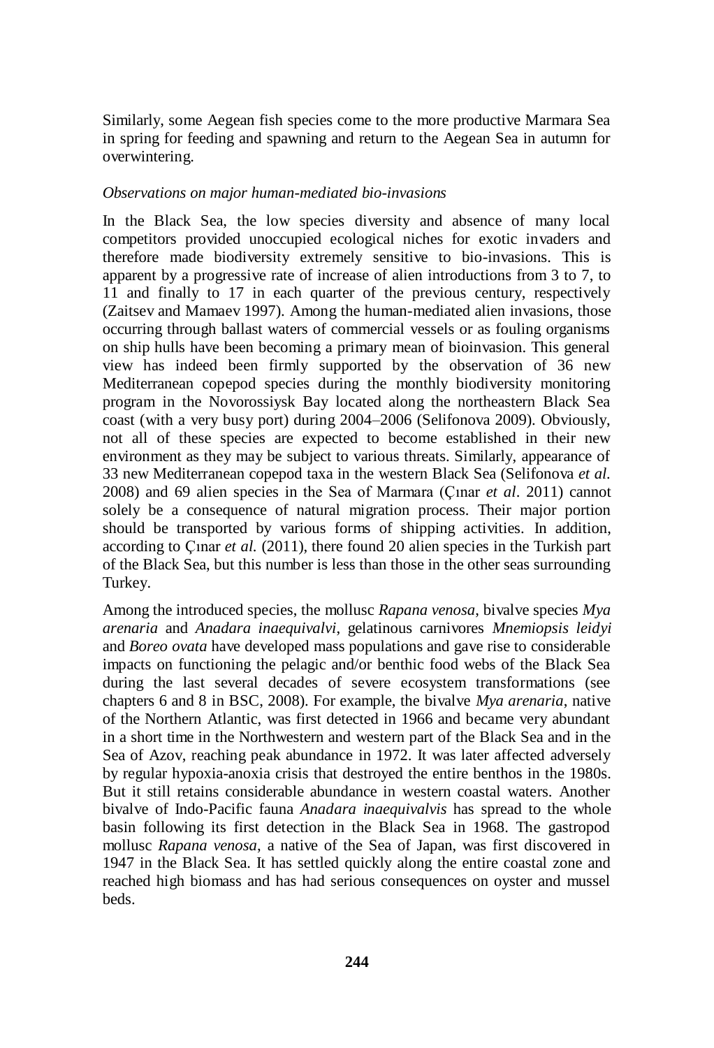Similarly, some Aegean fish species come to the more productive Marmara Sea in spring for feeding and spawning and return to the Aegean Sea in autumn for overwintering.

*Observations on major human-mediated bio-invasions*

In the Black Sea, the low species diversity and absence of many local competitors provided unoccupied ecological niches for exotic invaders and therefore made biodiversity extremely sensitive to bio-invasions. This is apparent by a progressive rate of increase of alien introductions from 3 to 7, to 11 and finally to 17 in each quarter of the previous century, respectively (Zaitsev and Mamaev 1997). Among the human-mediated alien invasions, those occurring through ballast waters of commercial vessels or as fouling organisms on ship hulls have been becoming a primary mean of bioinvasion. This general view has indeed been firmly supported by the observation of 36 new Mediterranean copepod species during the monthly biodiversity monitoring program in the Novorossiysk Bay located along the northeastern Black Sea coast (with a very busy port) during 2004–2006 (Selifonova 2009). Obviously, not all of these species are expected to become established in their new environment as they may be subject to various threats. Similarly, appearance of 33 new Mediterranean copepod taxa in the western Black Sea (Selifonova *et al.* 2008) and 69 alien species in the Sea of Marmara (Çınar *et al*. 2011) cannot solely be a consequence of natural migration process. Their major portion should be transported by various forms of shipping activities. In addition, according to Çınar *et al.* (2011), there found 20 alien species in the Turkish part of the Black Sea, but this number is less than those in the other seas surrounding Turkey.

Among the introduced species, the mollusc *Rapana venosa*, bivalve species *Mya arenaria* and *Anadara inaequivalvi*, gelatinous carnivores *Mnemiopsis leidyi* and *Boreo ovata* have developed mass populations and gave rise to considerable impacts on functioning the pelagic and/or benthic food webs of the Black Sea during the last several decades of severe ecosystem transformations (see chapters 6 and 8 in BSC, 2008). For example, the bivalve *Mya arenaria*, native of the Northern Atlantic, was first detected in 1966 and became very abundant in a short time in the Northwestern and western part of the Black Sea and in the Sea of Azov, reaching peak abundance in 1972. It was later affected adversely by regular hypoxia-anoxia crisis that destroyed the entire benthos in the 1980s. But it still retains considerable abundance in western coastal waters. Another bivalve of Indo-Pacific fauna *Anadara inaequivalvis* has spread to the whole basin following its first detection in the Black Sea in 1968. The gastropod mollusc *Rapana venosa*, a native of the Sea of Japan, was first discovered in 1947 in the Black Sea. It has settled quickly along the entire coastal zone and reached high biomass and has had serious consequences on oyster and mussel beds.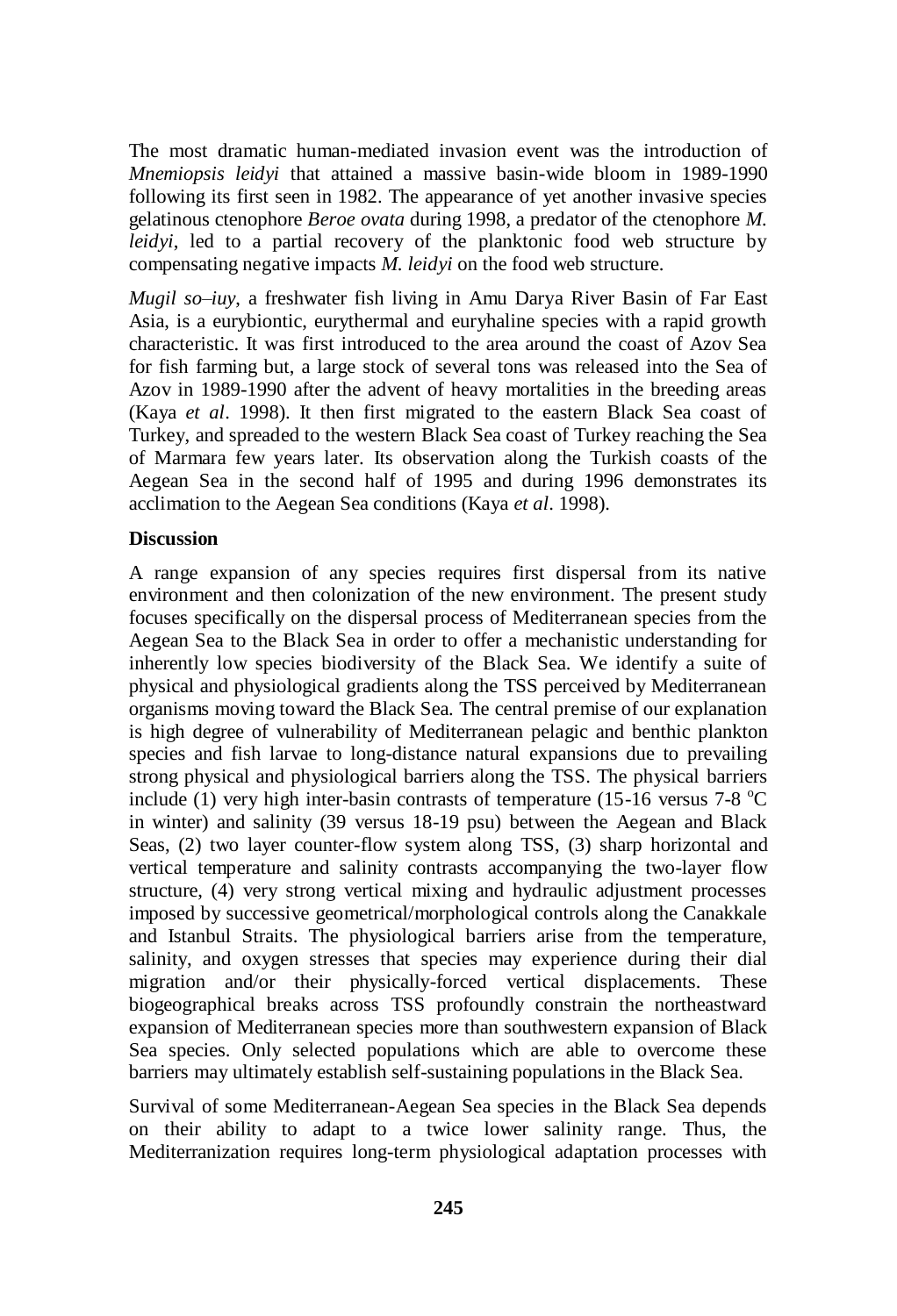The most dramatic human-mediated invasion event was the introduction of *Mnemiopsis leidyi* that attained a massive basin-wide bloom in 1989-1990 following its first seen in 1982. The appearance of yet another invasive species gelatinous ctenophore *Beroe ovata* during 1998, a predator of the ctenophore *M. leidyi*, led to a partial recovery of the planktonic food web structure by compensating negative impacts *M. leidyi* on the food web structure.

*Mugil so–iuy*, a freshwater fish living in Amu Darya River Basin of Far East Asia, is a eurybiontic, eurythermal and euryhaline species with a rapid growth characteristic. It was first introduced to the area around the coast of Azov Sea for fish farming but, a large stock of several tons was released into the Sea of Azov in 1989-1990 after the advent of heavy mortalities in the breeding areas (Kaya *et al*. 1998). It then first migrated to the eastern Black Sea coast of Turkey, and spreaded to the western Black Sea coast of Turkey reaching the Sea of Marmara few years later. Its observation along the Turkish coasts of the Aegean Sea in the second half of 1995 and during 1996 demonstrates its acclimation to the Aegean Sea conditions (Kaya *et al*. 1998).

**Discussion**

A range expansion of any species requires first dispersal from its native environment and then colonization of the new environment. The present study focuses specifically on the dispersal process of Mediterranean species from the Aegean Sea to the Black Sea in order to offer a mechanistic understanding for inherently low species biodiversity of the Black Sea. We identify a suite of physical and physiological gradients along the TSS perceived by Mediterranean organisms moving toward the Black Sea. The central premise of our explanation is high degree of vulnerability of Mediterranean pelagic and benthic plankton species and fish larvae to long-distance natural expansions due to prevailing strong physical and physiological barriers along the TSS. The physical barriers include (1) very high inter-basin contrasts of temperature (15-16 versus 7-8 $^{o}$C in winter) and salinity (39 versus 18-19 psu) between the Aegean and Black Seas, (2) two layer counter-flow system along TSS, (3) sharp horizontal and vertical temperature and salinity contrasts accompanying the two-layer flow structure, (4) very strong vertical mixing and hydraulic adjustment processes imposed by successive geometrical/morphological controls along the Canakkale and Istanbul Straits. The physiological barriers arise from the temperature, salinity, and oxygen stresses that species may experience during their dial migration and/or their physically-forced vertical displacements. These biogeographical breaks across TSS profoundly constrain the northeastward expansion of Mediterranean species more than southwestern expansion of Black Sea species. Only selected populations which are able to overcome these barriers may ultimately establish self-sustaining populations in the Black Sea.

Survival of some Mediterranean-Aegean Sea species in the Black Sea depends on their ability to adapt to a twice lower salinity range. Thus, the Mediterranization requires long-term physiological adaptation processes with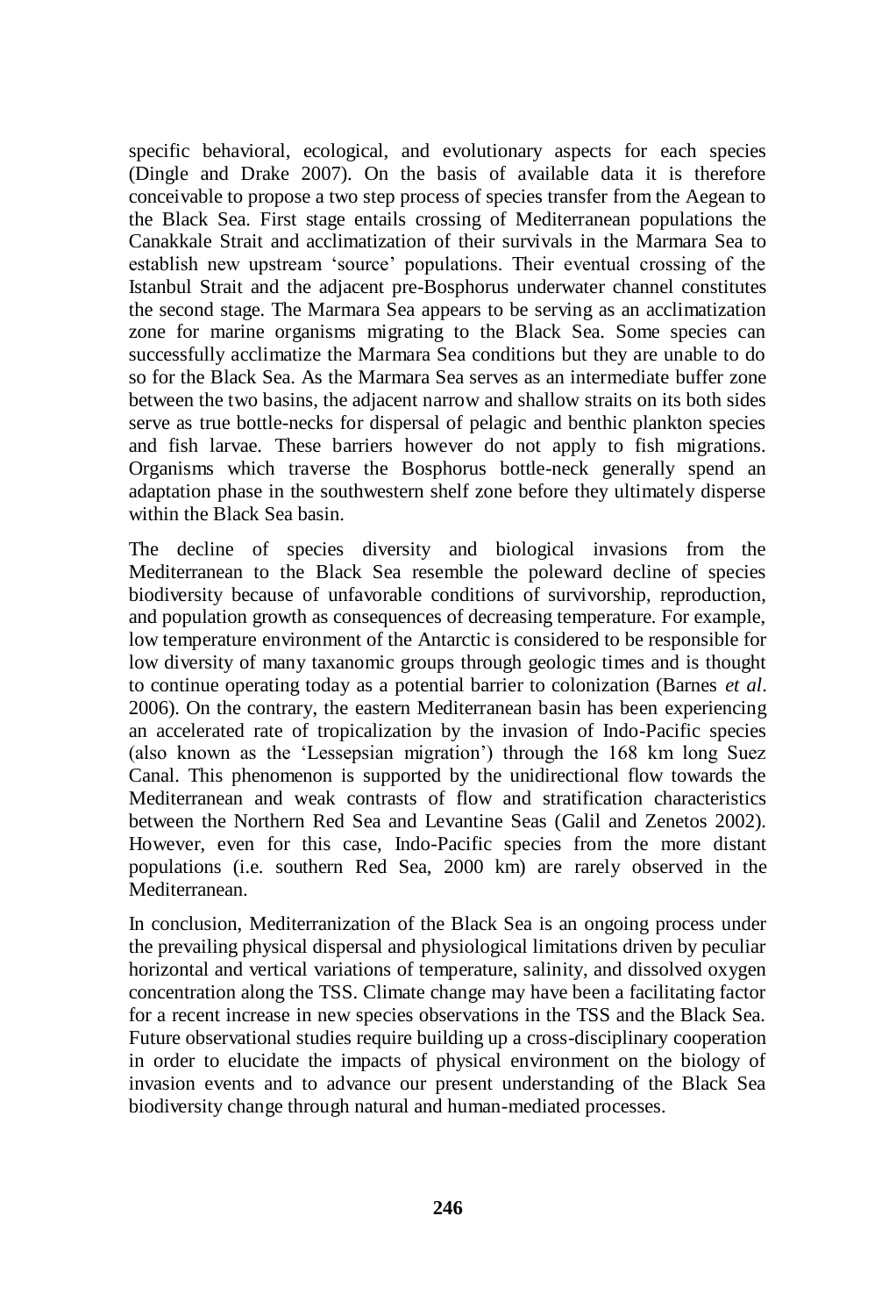specific behavioral, ecological, and evolutionary aspects for each species (Dingle and Drake 2007). On the basis of available data it is therefore conceivable to propose a two step process of species transfer from the Aegean to the Black Sea. First stage entails crossing of Mediterranean populations the Canakkale Strait and acclimatization of their survivals in the Marmara Sea to establish new upstream 'source' populations. Their eventual crossing of the Istanbul Strait and the adjacent pre-Bosphorus underwater channel constitutes the second stage. The Marmara Sea appears to be serving as an acclimatization zone for marine organisms migrating to the Black Sea. Some species can successfully acclimatize the Marmara Sea conditions but they are unable to do so for the Black Sea. As the Marmara Sea serves as an intermediate buffer zone between the two basins, the adjacent narrow and shallow straits on its both sides serve as true bottle-necks for dispersal of pelagic and benthic plankton species and fish larvae. These barriers however do not apply to fish migrations. Organisms which traverse the Bosphorus bottle-neck generally spend an adaptation phase in the southwestern shelf zone before they ultimately disperse within the Black Sea basin.

The decline of species diversity and biological invasions from the Mediterranean to the Black Sea resemble the poleward decline of species biodiversity because of unfavorable conditions of survivorship, reproduction, and population growth as consequences of decreasing temperature. For example, low temperature environment of the Antarctic is considered to be responsible for low diversity of many taxanomic groups through geologic times and is thought to continue operating today as a potential barrier to colonization (Barnes *et al*. 2006). On the contrary, the eastern Mediterranean basin has been experiencing an accelerated rate of tropicalization by the invasion of Indo-Pacific species (also known as the 'Lessepsian migration') through the 168 km long Suez Canal. This phenomenon is supported by the unidirectional flow towards the Mediterranean and weak contrasts of flow and stratification characteristics between the Northern Red Sea and Levantine Seas (Galil and Zenetos 2002). However, even for this case, Indo-Pacific species from the more distant populations (i.e. southern Red Sea, 2000 km) are rarely observed in the Mediterranean.

In conclusion, Mediterranization of the Black Sea is an ongoing process under the prevailing physical dispersal and physiological limitations driven by peculiar horizontal and vertical variations of temperature, salinity, and dissolved oxygen concentration along the TSS. Climate change may have been a facilitating factor for a recent increase in new species observations in the TSS and the Black Sea. Future observational studies require building up a cross-disciplinary cooperation in order to elucidate the impacts of physical environment on the biology of invasion events and to advance our present understanding of the Black Sea biodiversity change through natural and human-mediated processes.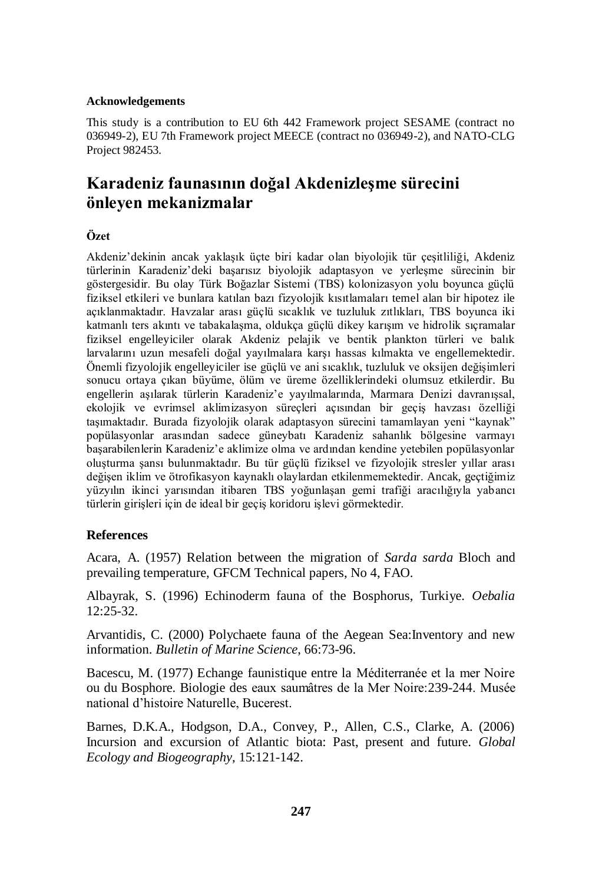**Acknowledgements**

This study is a contribution to EU 6th 442 Framework project SESAME (contract no 036949-2), EU 7th Framework project MEECE (contract no 036949-2), and NATO-CLG Project 982453.

## Karadeniz faunasının doğal Akdenizleşme sürecini önleyen mekanizmalar

**Özet**

Akdeniz'dekinin ancak yaklaşık üçte biri kadar olan biyolojik tür çeşitliliği, Akdeniz türlerinin Karadeniz'deki başarısız biyolojik adaptasyon ve yerleşme sürecinin bir göstergesidir. Bu olay Türk Boğazlar Sistemi (TBS) kolonizasyon yolu boyunca güçlü fiziksel etkileri ve bunlara katılan bazı fizyolojik kısıtlamaları temel alan bir hipotez ile açıklanmaktadır. Havzalar arası güçlü sıcaklık ve tuzluluk zıtlıkları, TBS boyunca iki katmanlı ters akıntı ve tabakalaşma, oldukça güçlü dikey karışım ve hidrolik sıçramalar fiziksel engelleyiciler olarak Akdeniz pelajik ve bentik plankton türleri ve balık larvalarını uzun mesafeli doğal yayılmalara karşı hassas kılmakta ve engellemektedir. Önemli fizyolojik engelleyiciler ise güçlü ve ani sıcaklık, tuzluluk ve oksijen değişimleri sonucu ortaya çıkan büyüme, ölüm ve üreme özelliklerindeki olumsuz etkilerdir. Bu engellerin aşılarak türlerin Karadeniz'e yayılmalarında, Marmara Denizi davranışsal, ekolojik ve evrimsel aklimizasyon süreçleri açısından bir geçiş havzası özelliği taşımaktadır. Burada fizyolojik olarak adaptasyon sürecini tamamlayan yeni "kaynak" popülasyonlar arasından sadece güneybatı Karadeniz sahanlık bölgesine varmayı başarabilenlerin Karadeniz'e aklimize olma ve ardından kendine yetebilen popülasyonlar oluşturma şansı bulunmaktadır. Bu tür güçlü fiziksel ve fizyolojik stresler yıllar arası değişen iklim ve ötrofikasyon kaynaklı olaylardan etkilenmemektedir. Ancak, geçtiğimiz yüzyılın ikinci yarısından itibaren TBS yoğunlaşan gemi trafiği aracılığıyla yabancı türlerin girişleri için de ideal bir geçiş koridoru işlevi görmektedir.

### References

Acara, A. (1957) Relation between the migration of *Sarda sarda* Bloch and prevailing temperature, GFCM Technical papers, No 4, FAO.

Albayrak, S. (1996) Echinoderm fauna of the Bosphorus, Turkiye. *Oebalia* 12:25-32.

Arvantidis, C. (2000) Polychaete fauna of the Aegean Sea:Inventory and new information. *Bulletin of Marine Science*, 66:73-96.

Bacescu, M. (1977) Echange faunistique entre la Méditerranée et la mer Noire ou du Bosphore. Biologie des eaux saumâtres de la Mer Noire:239-244. Musée national d'histoire Naturelle, Bucerest.

Barnes, D.K.A., Hodgson, D.A., Convey, P., Allen, C.S., Clarke, A. (2006) Incursion and excursion of Atlantic biota: Past, present and future. *Global Ecology and Biogeography*, 15:121-142.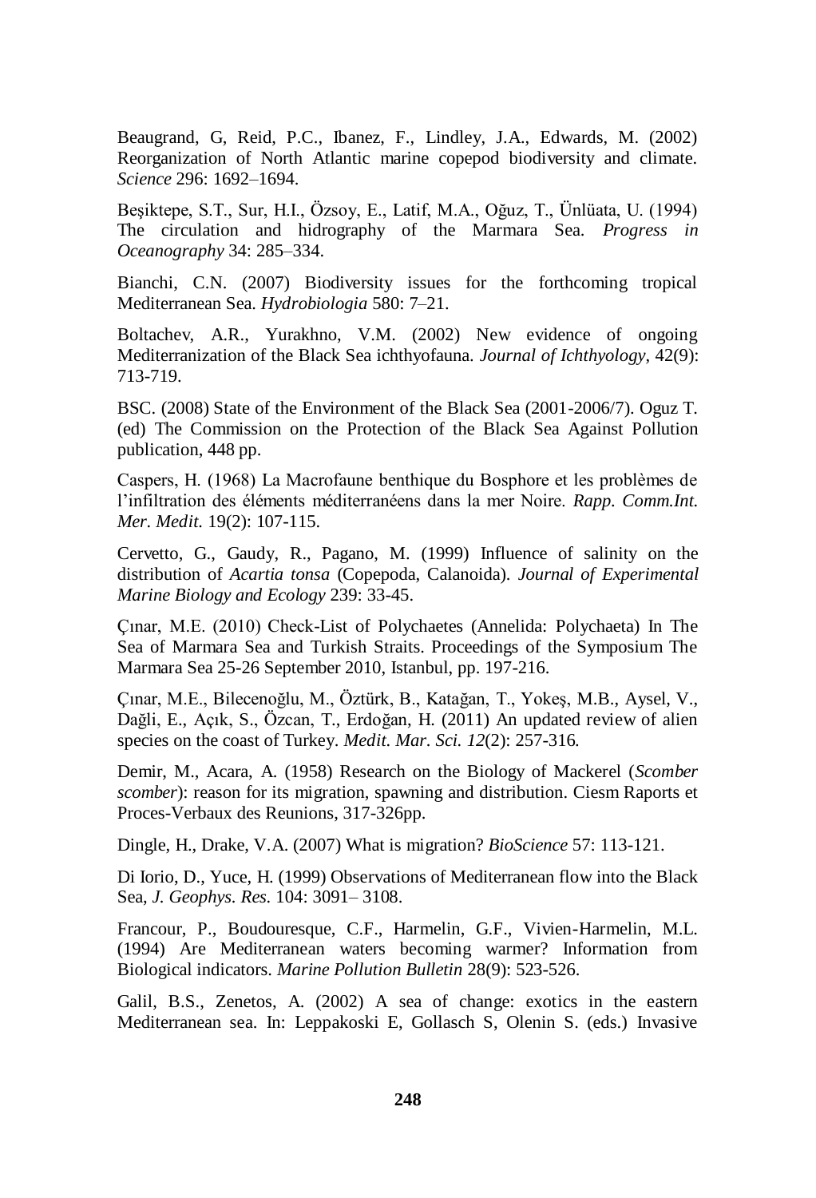Beaugrand, G, Reid, P.C., Ibanez, F., Lindley, J.A., Edwards, M. (2002) Reorganization of North Atlantic marine copepod biodiversity and climate. *Science* 296: 1692–1694.

Beşiktepe, S.T., Sur, H.I., Özsoy, E., Latif, M.A., Oğuz, T., Ünlüata, U. (1994) The circulation and hidrography of the Marmara Sea. *Progress in Oceanography* 34: 285–334.

Bianchi, C.N. (2007) Biodiversity issues for the forthcoming tropical Mediterranean Sea. *Hydrobiologia* 580: 7–21.

Boltachev, A.R., Yurakhno, V.M. (2002) New evidence of ongoing Mediterranization of the Black Sea ichthyofauna. *Journal of Ichthyology*, 42(9): 713-719.

BSC. (2008) State of the Environment of the Black Sea (2001-2006/7). Oguz T. (ed) The Commission on the Protection of the Black Sea Against Pollution publication, 448 pp.

Caspers, H. (1968) La Macrofaune benthique du Bosphore et les problèmes de l'infiltration des éléments méditerranéens dans la mer Noire. *Rapp. Comm.Int. Mer. Medit.* 19(2): 107-115.

Cervetto, G., Gaudy, R., Pagano, M. (1999) Influence of salinity on the distribution of *Acartia tonsa* (Copepoda, Calanoida). *Journal of Experimental Marine Biology and Ecology* 239: 33-45.

Çınar, M.E. (2010) Check-List of Polychaetes (Annelida: Polychaeta) In The Sea of Marmara Sea and Turkish Straits. Proceedings of the Symposium The Marmara Sea 25-26 September 2010, Istanbul, pp. 197-216.

Çınar, M.E., Bilecenoğlu, M., Öztürk, B., Katağan, T., Yokeş, M.B., Aysel, V., Dağli, E., Açık, S., Özcan, T., Erdoğan, H. (2011) An updated review of alien species on the coast of Turkey. *Medit. Mar. Sci. 12*(2): 257-316.

Demir, M., Acara, A. (1958) Research on the Biology of Mackerel (*Scomber scomber*): reason for its migration, spawning and distribution. Ciesm Raports et Proces-Verbaux des Reunions, 317-326pp.

Dingle, H., Drake, V.A. (2007) What is migration? *BioScience* 57: 113-121.

Di Iorio, D., Yuce, H. (1999) Observations of Mediterranean flow into the Black Sea, *J. Geophys. Res.* 104: 3091– 3108.

Francour, P., Boudouresque, C.F., Harmelin, G.F., Vivien-Harmelin, M.L. (1994) Are Mediterranean waters becoming warmer? Information from Biological indicators. *Marine Pollution Bulletin* 28(9): 523-526.

Galil, B.S., Zenetos, A. (2002) A sea of change: exotics in the eastern Mediterranean sea. In: Leppakoski E, Gollasch S, Olenin S. (eds.) Invasive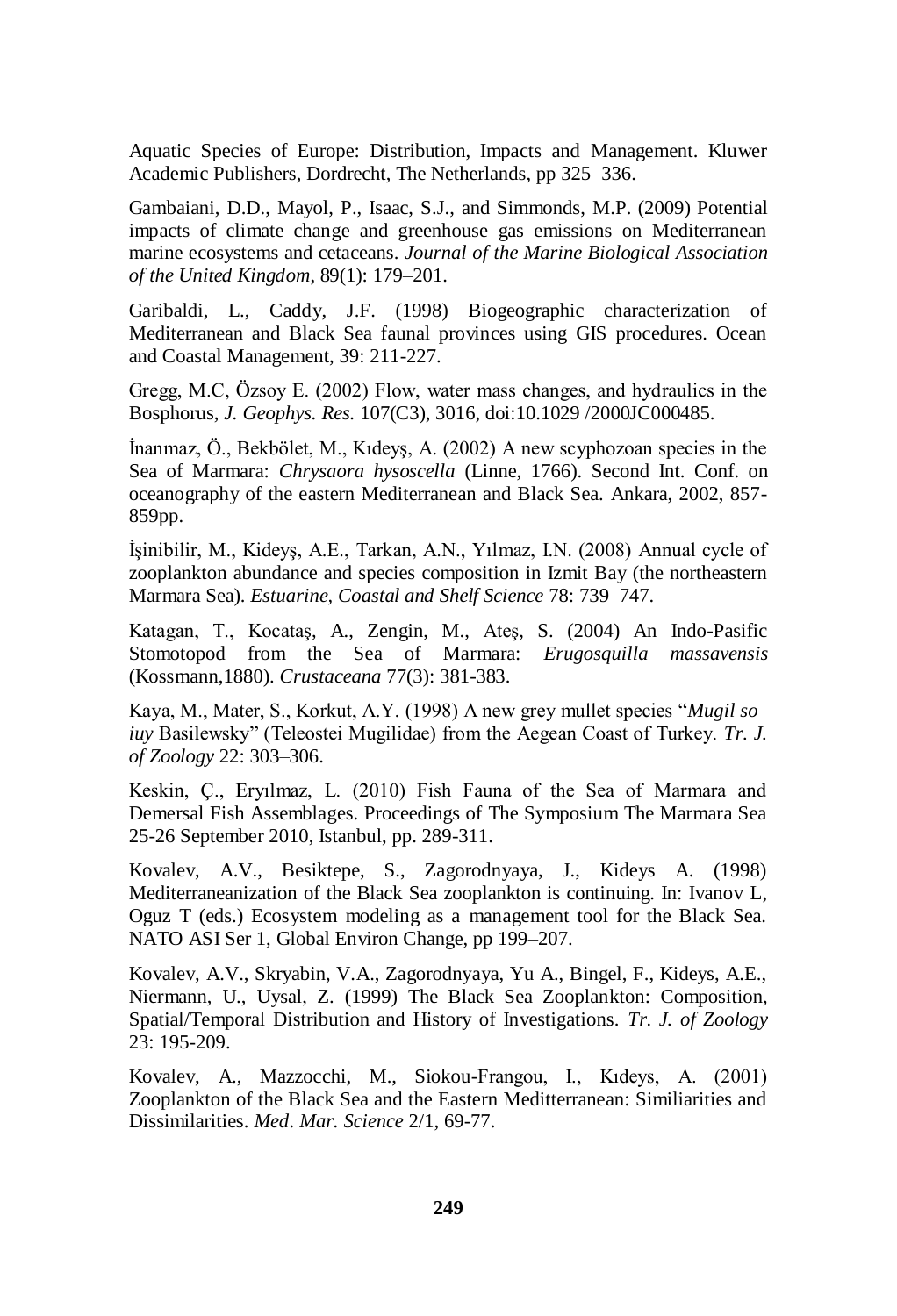Aquatic Species of Europe: Distribution, Impacts and Management. Kluwer Academic Publishers, Dordrecht, The Netherlands, pp 325–336.

Gambaiani, D.D., Mayol, P., Isaac, S.J., and Simmonds, M.P. (2009) Potential impacts of climate change and greenhouse gas emissions on Mediterranean marine ecosystems and cetaceans. *Journal of the Marine Biological Association of the United Kingdom*, 89(1): 179–201.

Garibaldi, L., Caddy, J.F. (1998) Biogeographic characterization of Mediterranean and Black Sea faunal provinces using GIS procedures. Ocean and Coastal Management, 39: 211-227.

Gregg, M.C, Özsoy E. (2002) Flow, water mass changes, and hydraulics in the Bosphorus, *J. Geophys. Res.* 107(C3), 3016, doi:10.1029 /2000JC000485.

İnanmaz, Ö., Bekbölet, M., Kıdeyş, A. (2002) A new scyphozoan species in the Sea of Marmara: *Chrysaora hysoscella* (Linne, 1766). Second Int. Conf. on oceanography of the eastern Mediterranean and Black Sea. Ankara, 2002, 857-859pp.

İşinibilir, M., Kideyş, A.E., Tarkan, A.N., Yılmaz, I.N. (2008) Annual cycle of zooplankton abundance and species composition in Izmit Bay (the northeastern Marmara Sea). *Estuarine, Coastal and Shelf Science* 78: 739–747.

Katagan, T., Kocataş, A., Zengin, M., Ateş, S. (2004) An Indo-Pasific Stomotopod from the Sea of Marmara: *Erugosquilla massavensis* (Kossmann,1880). *Crustaceana* 77(3): 381-383.

Kaya, M., Mater, S., Korkut, A.Y. (1998) A new grey mullet species "*Mugil so–iuy* Basilewsky" (Teleostei Mugilidae) from the Aegean Coast of Turkey. *Tr. J. of Zoology* 22: 303–306.

Keskin, Ç., Eryılmaz, L. (2010) Fish Fauna of the Sea of Marmara and Demersal Fish Assemblages. Proceedings of The Symposium The Marmara Sea 25-26 September 2010, Istanbul, pp. 289-311.

Kovalev, A.V., Besiktepe, S., Zagorodnyaya, J., Kideys A. (1998) Mediterraneanization of the Black Sea zooplankton is continuing. In: Ivanov L, Oguz T (eds.) Ecosystem modeling as a management tool for the Black Sea. NATO ASI Ser 1, Global Environ Change, pp 199–207.

Kovalev, A.V., Skryabin, V.A., Zagorodnyaya, Yu A., Bingel, F., Kideys, A.E., Niermann, U., Uysal, Z. (1999) The Black Sea Zooplankton: Composition, Spatial/Temporal Distribution and History of Investigations. *Tr. J. of Zoology* 23: 195-209.

Kovalev, A., Mazzocchi, M., Siokou-Frangou, I., Kıdeys, A. (2001) Zooplankton of the Black Sea and the Eastern Meditterranean: Similiarities and Dissimilarities. *Med. Mar. Science* 2/1, 69-77.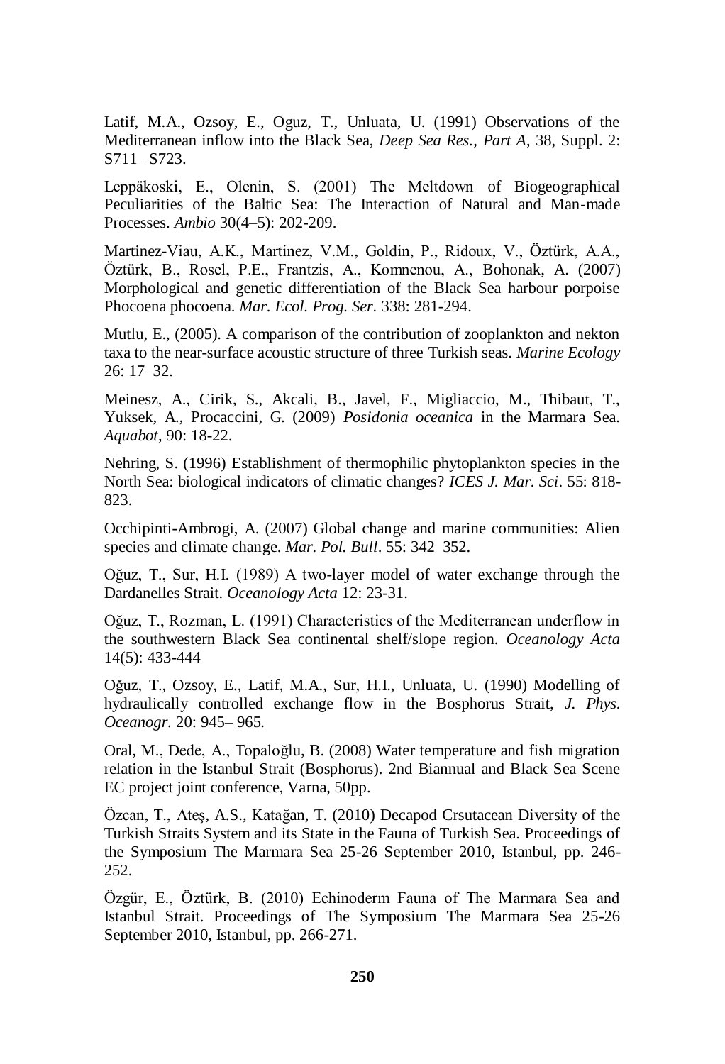Latif, M.A., Ozsoy, E., Oguz, T., Unluata, U. (1991) Observations of the Mediterranean inflow into the Black Sea, *Deep Sea Res., Part A*, 38, Suppl. 2: S711– S723.

Leppäkoski, E., Olenin, S. (2001) The Meltdown of Biogeographical Peculiarities of the Baltic Sea: The Interaction of Natural and Man-made Processes. *Ambio* 30(4–5): 202-209.

Martinez-Viau, A.K., Martinez, V.M., Goldin, P., Ridoux, V., Öztürk, A.A., Öztürk, B., Rosel, P.E., Frantzis, A., Komnenou, A., Bohonak, A. (2007) Morphological and genetic differentiation of the Black Sea harbour porpoise Phocoena phocoena. *Mar. Ecol. Prog. Ser.* 338: 281-294.

Mutlu, E., (2005). A comparison of the contribution of zooplankton and nekton taxa to the near-surface acoustic structure of three Turkish seas. *Marine Ecology* 26: 17–32.

Meinesz, A., Cirik, S., Akcali, B., Javel, F., Migliaccio, M., Thibaut, T., Yuksek, A., Procaccini, G. (2009) *Posidonia oceanica* in the Marmara Sea. *Aquabot*, 90: 18-22.

Nehring, S. (1996) Establishment of thermophilic phytoplankton species in the North Sea: biological indicators of climatic changes? *ICES J. Mar. Sci*. 55: 818-823.

Occhipinti-Ambrogi, A. (2007) Global change and marine communities: Alien species and climate change. *Mar. Pol. Bull*. 55: 342–352.

Oğuz, T., Sur, H.I. (1989) A two-layer model of water exchange through the Dardanelles Strait. *Oceanology Acta* 12: 23-31.

Oğuz, T., Rozman, L. (1991) Characteristics of the Mediterranean underflow in the southwestern Black Sea continental shelf/slope region. *Oceanology Acta* 14(5): 433-444

Oğuz, T., Ozsoy, E., Latif, M.A., Sur, H.I., Unluata, U. (1990) Modelling of hydraulically controlled exchange flow in the Bosphorus Strait, *J. Phys. Oceanogr.* 20: 945– 965.

Oral, M., Dede, A., Topaloğlu, B. (2008) Water temperature and fish migration relation in the Istanbul Strait (Bosphorus). 2nd Biannual and Black Sea Scene EC project joint conference, Varna, 50pp.

Özcan, T., Ateş, A.S., Katağan, T. (2010) Decapod Crsutacean Diversity of the Turkish Straits System and its State in the Fauna of Turkish Sea. Proceedings of the Symposium The Marmara Sea 25-26 September 2010, Istanbul, pp. 246-252.

Özgür, E., Öztürk, B. (2010) Echinoderm Fauna of The Marmara Sea and Istanbul Strait. Proceedings of The Symposium The Marmara Sea 25-26 September 2010, Istanbul, pp. 266-271.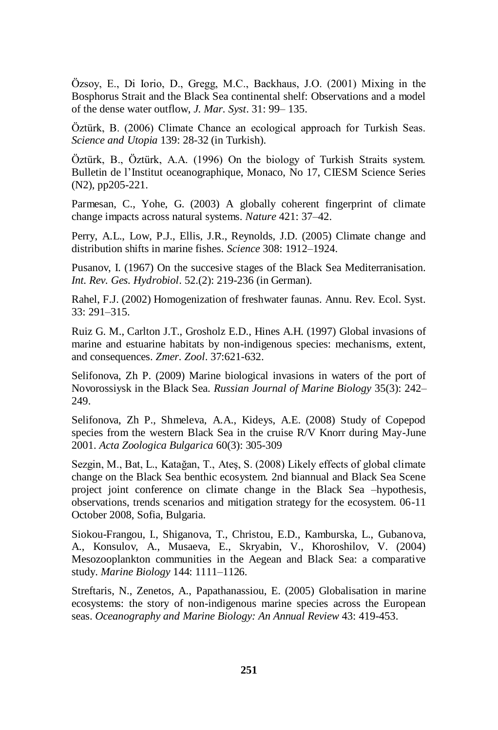Özsoy, E., Di Iorio, D., Gregg, M.C., Backhaus, J.O. (2001) Mixing in the Bosphorus Strait and the Black Sea continental shelf: Observations and a model of the dense water outflow, *J. Mar. Syst*. 31: 99– 135.

Öztürk, B. (2006) Climate Chance an ecological approach for Turkish Seas. *Science and Utopia* 139: 28-32 (in Turkish).

Öztürk, B., Öztürk, A.A. (1996) On the biology of Turkish Straits system. Bulletin de l'Institut oceanographique, Monaco, No 17, CIESM Science Series (N2), pp205-221.

Parmesan, C., Yohe, G. (2003) A globally coherent fingerprint of climate change impacts across natural systems. *Nature* 421: 37–42.

Perry, A.L., Low, P.J., Ellis, J.R., Reynolds, J.D. (2005) Climate change and distribution shifts in marine fishes. *Science* 308: 1912–1924.

Pusanov, I. (1967) On the succesive stages of the Black Sea Mediterranisation. *Int. Rev. Ges. Hydrobiol*. 52.(2): 219-236 (in German).

Rahel, F.J. (2002) Homogenization of freshwater faunas. Annu. Rev. Ecol. Syst. 33: 291–315.

Ruiz G. M., Carlton J.T., Grosholz E.D., Hines A.H. (1997) Global invasions of marine and estuarine habitats by non-indigenous species: mechanisms, extent, and consequences. *Zmer. Zool*. 37:621-632.

Selifonova, Zh P. (2009) Marine biological invasions in waters of the port of Novorossiysk in the Black Sea. *Russian Journal of Marine Biology* 35(3): 242–249.

Selifonova, Zh P., Shmeleva, A.A., Kideys, A.E. (2008) Study of Copepod species from the western Black Sea in the cruise R/V Knorr during May-June 2001. *Acta Zoologica Bulgarica* 60(3): 305-309

Sezgin, M., Bat, L., Katağan, T., Ateş, S. (2008) Likely effects of global climate change on the Black Sea benthic ecosystem. 2nd biannual and Black Sea Scene project joint conference on climate change in the Black Sea –hypothesis, observations, trends scenarios and mitigation strategy for the ecosystem. 06-11 October 2008, Sofia, Bulgaria.

Siokou-Frangou, I., Shiganova, T., Christou, E.D., Kamburska, L., Gubanova, A., Konsulov, A., Musaeva, E., Skryabin, V., Khoroshilov, V. (2004) Mesozooplankton communities in the Aegean and Black Sea: a comparative study. *Marine Biology* 144: 1111–1126.

Streftaris, N., Zenetos, A., Papathanassiou, E. (2005) Globalisation in marine ecosystems: the story of non-indigenous marine species across the European seas. *Oceanography and Marine Biology: An Annual Review* 43: 419-453.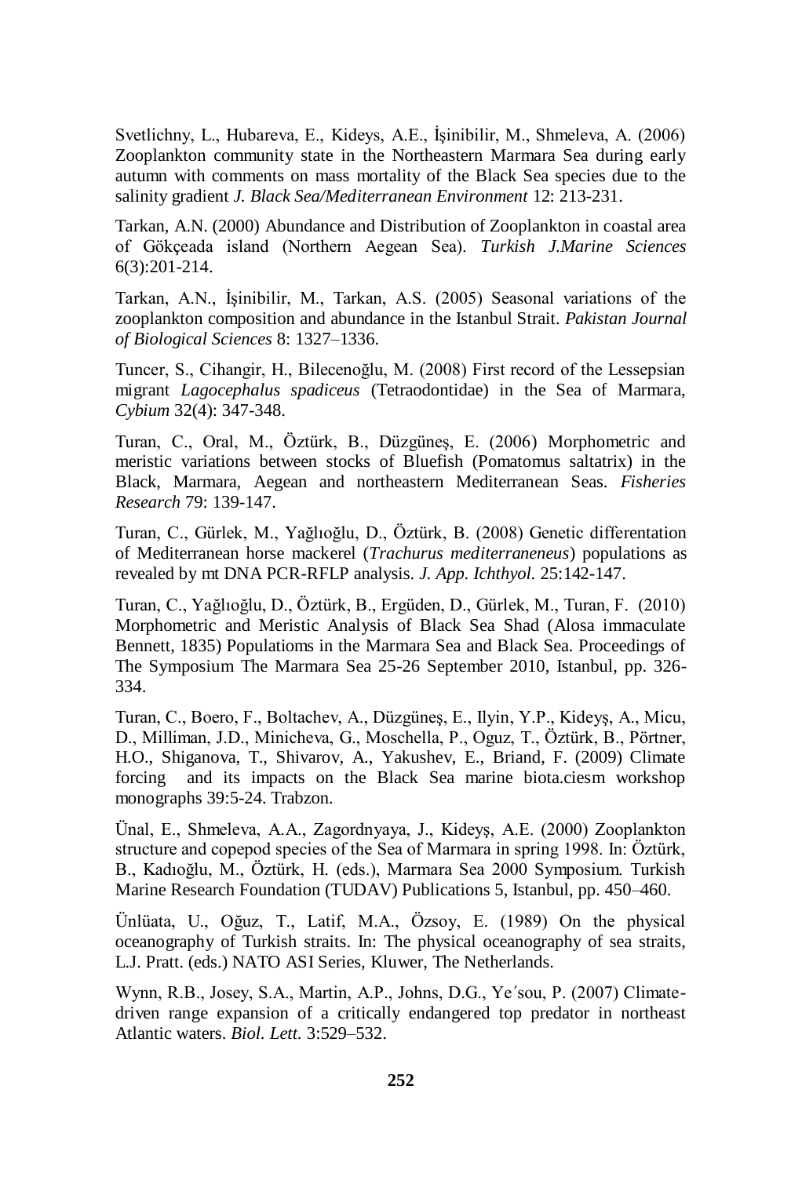Svetlichny, L., Hubareva, E., Kideys, A.E., İşinibilir, M., Shmeleva, A. (2006) Zooplankton community state in the Northeastern Marmara Sea during early autumn with comments on mass mortality of the Black Sea species due to the salinity gradient *J. Black Sea/Mediterranean Environment* 12: 213-231.

Tarkan, A.N. (2000) Abundance and Distribution of Zooplankton in coastal area of Gökçeada island (Northern Aegean Sea). *Turkish J.Marine Sciences* 6(3):201-214.

Tarkan, A.N., İşinibilir, M., Tarkan, A.S. (2005) Seasonal variations of the zooplankton composition and abundance in the Istanbul Strait. *Pakistan Journal of Biological Sciences* 8: 1327–1336.

Tuncer, S., Cihangir, H., Bilecenoğlu, M. (2008) First record of the Lessepsian migrant *Lagocephalus spadiceus* (Tetraodontidae) in the Sea of Marmara, *Cybium* 32(4): 347-348.

Turan, C., Oral, M., Öztürk, B., Düzgüneş, E. (2006) Morphometric and meristic variations between stocks of Bluefish (Pomatomus saltatrix) in the Black, Marmara, Aegean and northeastern Mediterranean Seas. *Fisheries Research* 79: 139-147.

Turan, C., Gürlek, M., Yağlıoğlu, D., Öztürk, B. (2008) Genetic differentation of Mediterranean horse mackerel (*Trachurus mediterraneneus*) populations as revealed by mt DNA PCR-RFLP analysis. *J. App. Ichthyol.* 25:142-147.

Turan, C., Yağlıoğlu, D., Öztürk, B., Ergüden, D., Gürlek, M., Turan, F. (2010) Morphometric and Meristic Analysis of Black Sea Shad (Alosa immaculate Bennett, 1835) Populatioms in the Marmara Sea and Black Sea. Proceedings of The Symposium The Marmara Sea 25-26 September 2010, Istanbul, pp. 326-334.

Turan, C., Boero, F., Boltachev, A., Düzgüneş, E., Ilyin, Y.P., Kideyş, A., Micu, D., Milliman, J.D., Minicheva, G., Moschella, P., Oguz, T., Öztürk, B., Pörtner, H.O., Shiganova, T., Shivarov, A., Yakushev, E., Briand, F. (2009) Climate forcing and its impacts on the Black Sea marine biota.ciesm workshop monographs 39:5-24. Trabzon.

Ünal, E., Shmeleva, A.A., Zagordnyaya, J., Kideyş, A.E. (2000) Zooplankton structure and copepod species of the Sea of Marmara in spring 1998. In: Öztürk, B., Kadıoğlu, M., Öztürk, H. (eds.), Marmara Sea 2000 Symposium. Turkish Marine Research Foundation (TUDAV) Publications 5, Istanbul, pp. 450–460.

Ünlüata, U., Oğuz, T., Latif, M.A., Özsoy, E. (1989) On the physical oceanography of Turkish straits. In: The physical oceanography of sea straits, L.J. Pratt. (eds.) NATO ASI Series, Kluwer, The Netherlands.

Wynn, R.B., Josey, S.A., Martin, A.P., Johns, D.G., Ye´sou, P. (2007) Climate-driven range expansion of a critically endangered top predator in northeast Atlantic waters. *Biol. Lett.* 3:529–532.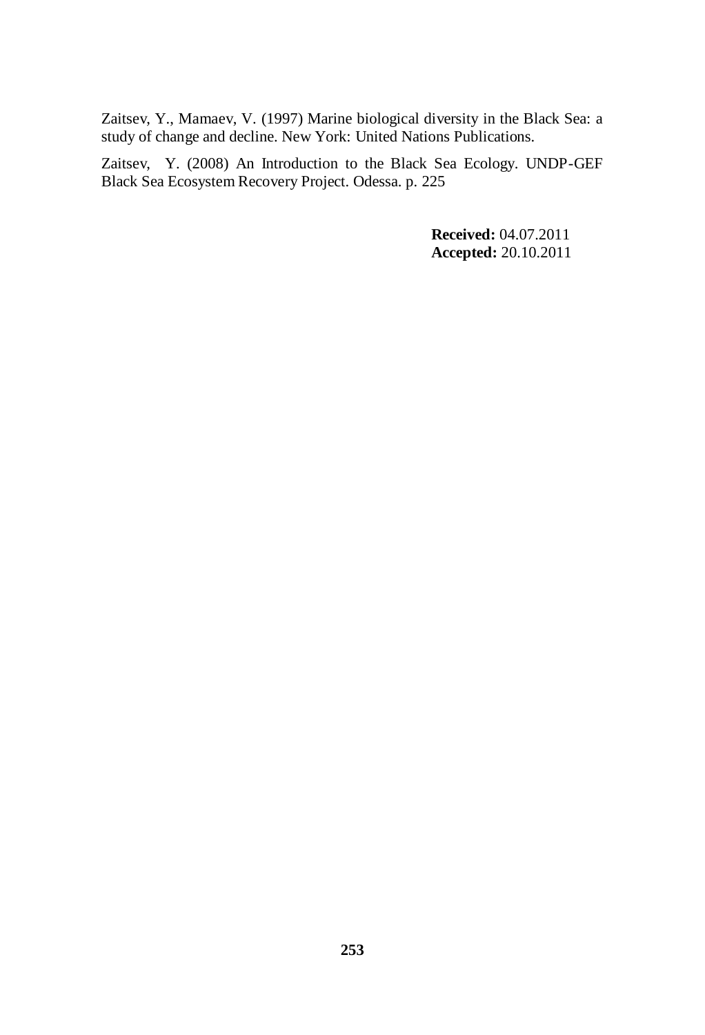Zaitsev, Y., Mamaev, V. (1997) Marine biological diversity in the Black Sea: a study of change and decline. New York: United Nations Publications.

Zaitsev, Y. (2008) An Introduction to the Black Sea Ecology. UNDP-GEF Black Sea Ecosystem Recovery Project. Odessa. p. 225

**Received:** 04.07.2011
**Accepted:** 20.10.2011